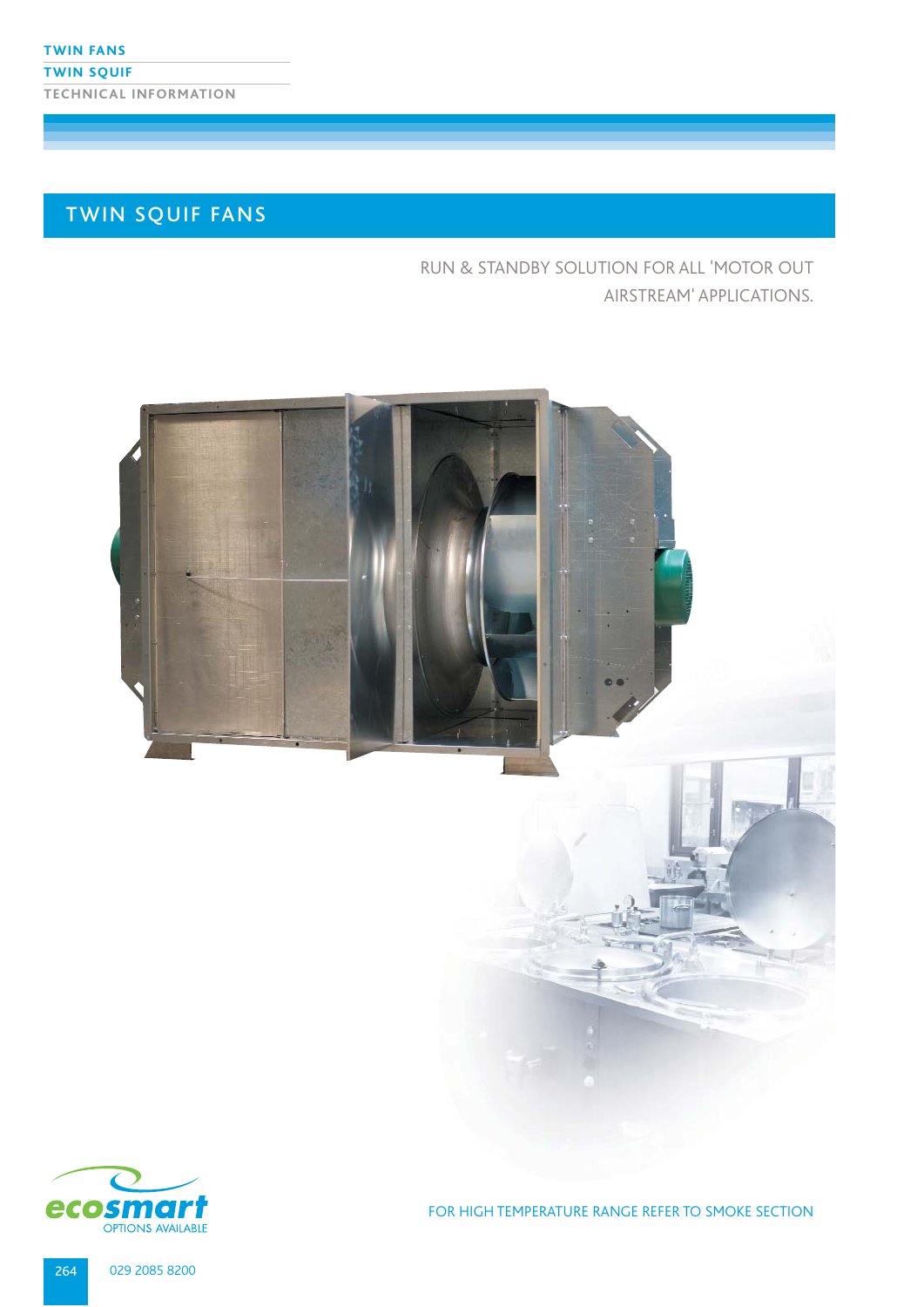TWIN FANS

TWIN SQUIF

TECHNICAL INFORMATION

# TWIN SQUIF FANS

RUN & STANDBY SOLUTION FOR ALL 'MOTOR OUT AIRSTREAM' APPLICATIONS.

ecosmart OPTIONS AVAILABLE

FOR HIGH TEMPERATURE RANGE REFER TO SMOKE SECTION

029 2085 8200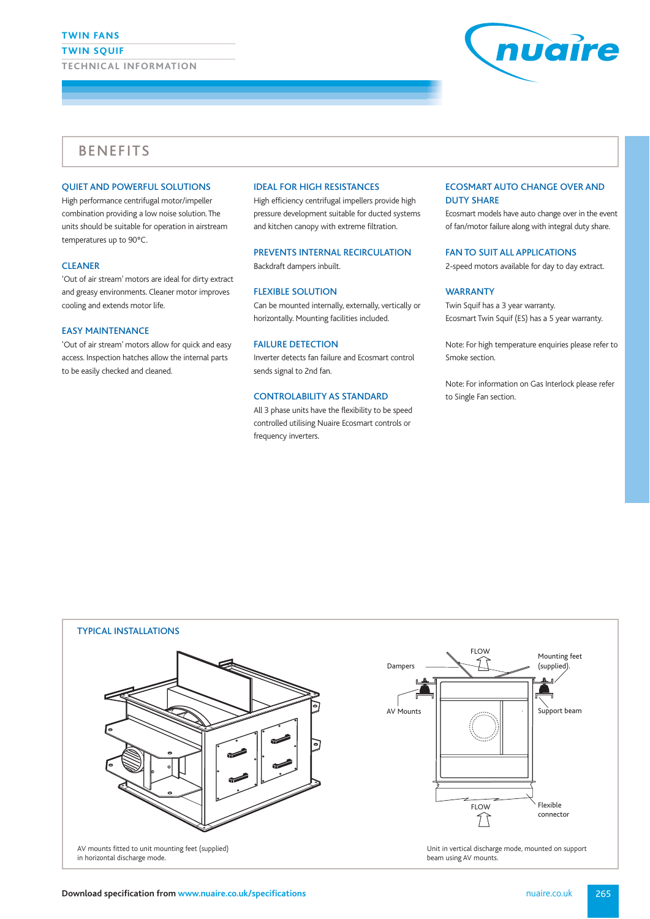TWIN FANS

TWIN SQUIF

TECHNICAL INFORMATION

# BENEFITS

### QUIET AND POWERFUL SOLUTIONS

High performance centrifugal motor/impeller combination providing a low noise solution. The units should be suitable for operation in airstream temperatures up to 90°C.

### CLEANER

'Out of air stream' motors are ideal for dirty extract and greasy environments. Cleaner motor improves cooling and extends motor life.

### EASY MAINTENANCE

'Out of air stream' motors allow for quick and easy access. Inspection hatches allow the internal parts to be easily checked and cleaned.

### IDEAL FOR HIGH RESISTANCES

High efficiency centrifugal impellers provide high pressure development suitable for ducted systems and kitchen canopy with extreme filtration.

### PREVENTS INTERNAL RECIRCULATION

Backdraft dampers inbuilt.

### FLEXIBLE SOLUTION

Can be mounted internally, externally, vertically or horizontally. Mounting facilities included.

### FAILURE DETECTION

Inverter detects fan failure and Ecosmart control sends signal to 2nd fan.

### CONTROLABILITY AS STANDARD

All 3 phase units have the flexibility to be speed controlled utilising Nuaire Ecosmart controls or frequency inverters.

### ECOSMART AUTO CHANGE OVER AND DUTY SHARE

Ecosmart models have auto change over in the event of fan/motor failure along with integral duty share.

### FAN TO SUIT ALL APPLICATIONS

2-speed motors available for day to day extract.

### WARRANTY

Twin Squif has a 3 year warranty.
Ecosmart Twin Squif (ES) has a 5 year warranty.

Note: For high temperature enquiries please refer to Smoke section.

Note: For information on Gas Interlock please refer to Single Fan section.

### TYPICAL INSTALLATIONS

AV mounts fitted to unit mounting feet (supplied) in horizontal discharge mode.

Dampers · FLOW · Mounting feet (supplied). · AV Mounts · Support beam · FLOW · Flexible connector

Unit in vertical discharge mode, mounted on support beam using AV mounts.

**Download specification from** www.nuaire.co.uk/specifications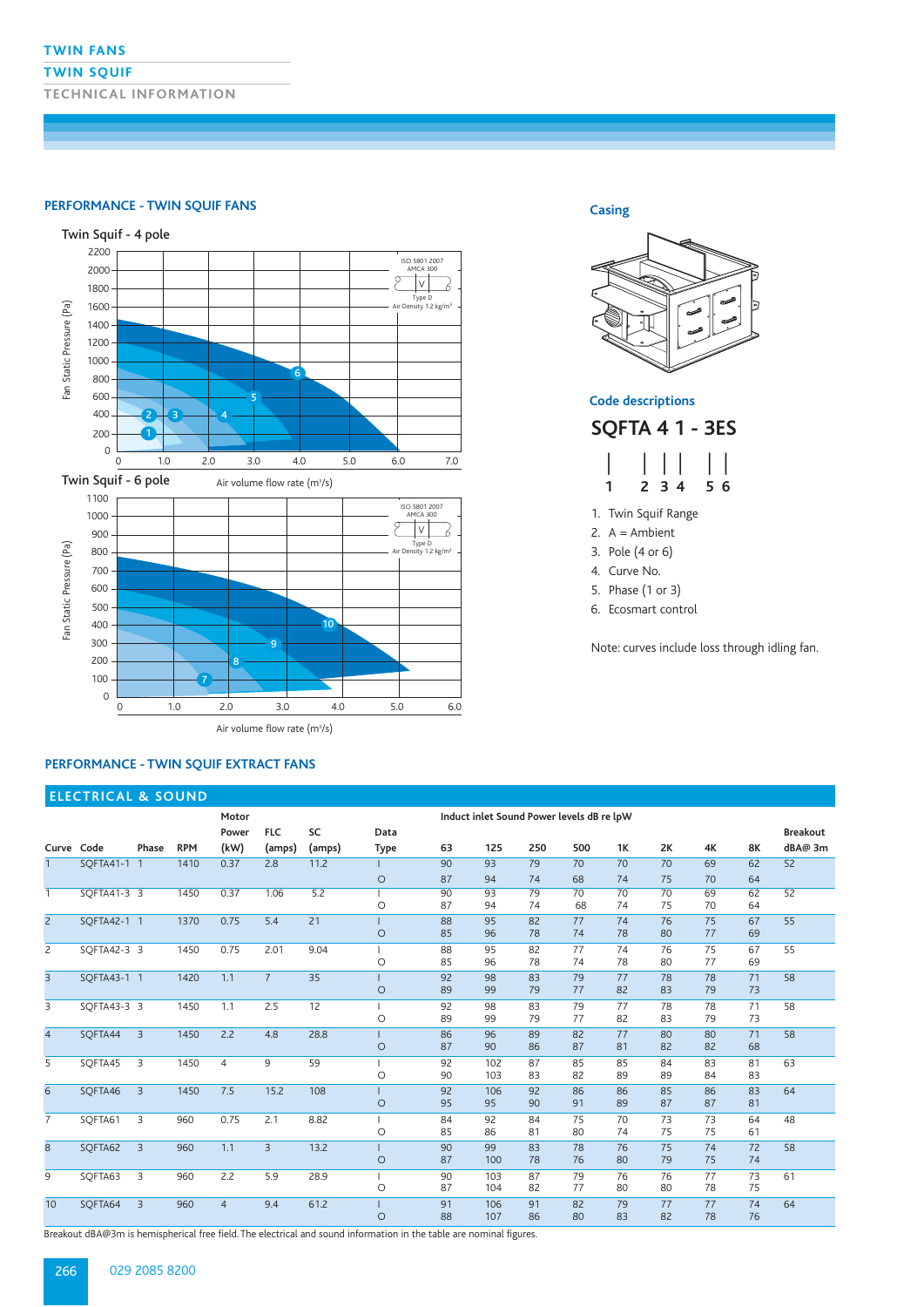# TWIN FANS

## TWIN SQUIF

### TECHNICAL INFORMATION

## PERFORMANCE - TWIN SQUIF FANS

Twin Squif - 4 pole

Fan Static Pressure (Pa)

Air volume flow rate (m³/s)

ISO 5801 2007 AMCA 300 Type D Air Density 1.2 kg/m³

Twin Squif - 6 pole

Fan Static Pressure (Pa)

Air volume flow rate (m³/s)

ISO 5801 2007 AMCA 300 Type D Air Density 1.2 kg/m³

### Casing

### Code descriptions

**SQFTA 4 1 - 3ES**

1. Twin Squif Range
2. A = Ambient
3. Pole (4 or 6)
4. Curve No.
5. Phase (1 or 3)
6. Ecosmart control

Note: curves include loss through idling fan.

## PERFORMANCE - TWIN SQUIF EXTRACT FANS

### ELECTRICAL & SOUND

| Curve | Code | Phase | RPM | Motor Power (kW) | FLC (amps) | SC (amps) | Data Type | Induct inlet Sound Power levels dB re lpW 63 | 125 | 250 | 500 | 1K | 2K | 4K | 8K | Breakout dBA@ 3m |
|---|---|---|---|---|---|---|---|---|---|---|---|---|---|---|---|---|
| 1 | SQFTA41-1 | 1 | 1410 | 0.37 | 2.8 | 11.2 | I | 90 | 93 | 79 | 70 | 70 | 70 | 69 | 62 | 52 |
| | | | | | | | O | 87 | 94 | 74 | 68 | 74 | 75 | 70 | 64 | |
| 1 | SQFTA41-3 | 3 | 1450 | 0.37 | 1.06 | 5.2 | I | 90 | 93 | 79 | 70 | 70 | 70 | 69 | 62 | 52 |
| | | | | | | | O | 87 | 94 | 74 | 68 | 74 | 75 | 70 | 64 | |
| 2 | SQFTA42-1 | 1 | 1370 | 0.75 | 5.4 | 21 | I | 88 | 95 | 82 | 77 | 74 | 76 | 75 | 67 | 55 |
| | | | | | | | O | 85 | 96 | 78 | 74 | 78 | 80 | 77 | 69 | |
| 2 | SQFTA42-3 | 3 | 1450 | 0.75 | 2.01 | 9.04 | I | 88 | 95 | 82 | 77 | 74 | 76 | 75 | 67 | 55 |
| | | | | | | | O | 85 | 96 | 78 | 74 | 78 | 80 | 77 | 69 | |
| 3 | SQFTA43-1 | 1 | 1420 | 1.1 | 7 | 35 | I | 92 | 98 | 83 | 79 | 77 | 78 | 78 | 71 | 58 |
| | | | | | | | O | 89 | 99 | 79 | 77 | 82 | 83 | 79 | 73 | |
| 3 | SQFTA43-3 | 3 | 1450 | 1.1 | 2.5 | 12 | I | 92 | 98 | 83 | 79 | 77 | 78 | 78 | 71 | 58 |
| | | | | | | | O | 89 | 99 | 79 | 77 | 82 | 83 | 79 | 73 | |
| 4 | SQFTA44 | 3 | 1450 | 2.2 | 4.8 | 28.8 | I | 86 | 96 | 89 | 82 | 77 | 80 | 80 | 71 | 58 |
| | | | | | | | O | 87 | 90 | 86 | 87 | 81 | 82 | 82 | 68 | |
| 5 | SQFTA45 | 3 | 1450 | 4 | 9 | 59 | I | 92 | 102 | 87 | 85 | 85 | 84 | 83 | 81 | 63 |
| | | | | | | | O | 90 | 103 | 83 | 82 | 89 | 89 | 84 | 83 | |
| 6 | SQFTA46 | 3 | 1450 | 7.5 | 15.2 | 108 | I | 92 | 106 | 92 | 86 | 86 | 85 | 86 | 83 | 64 |
| | | | | | | | O | 95 | 95 | 90 | 91 | 89 | 87 | 87 | 81 | |
| 7 | SQFTA61 | 3 | 960 | 0.75 | 2.1 | 8.82 | I | 84 | 92 | 84 | 75 | 70 | 73 | 73 | 64 | 48 |
| | | | | | | | O | 85 | 86 | 81 | 80 | 74 | 75 | 75 | 61 | |
| 8 | SQFTA62 | 3 | 960 | 1.1 | 3 | 13.2 | I | 90 | 99 | 83 | 78 | 76 | 75 | 74 | 72 | 58 |
| | | | | | | | O | 87 | 100 | 78 | 76 | 80 | 79 | 75 | 74 | |
| 9 | SQFTA63 | 3 | 960 | 2.2 | 5.9 | 28.9 | I | 90 | 103 | 87 | 79 | 76 | 76 | 77 | 73 | 61 |
| | | | | | | | O | 87 | 104 | 82 | 77 | 80 | 80 | 78 | 75 | |
| 10 | SQFTA64 | 3 | 960 | 4 | 9.4 | 61.2 | I | 91 | 106 | 91 | 82 | 79 | 77 | 77 | 74 | 64 |
| | | | | | | | O | 88 | 107 | 86 | 80 | 83 | 82 | 78 | 76 | |

Breakout dBA@3m is hemispherical free field. The electrical and sound information in the table are nominal figures.

029 2085 8200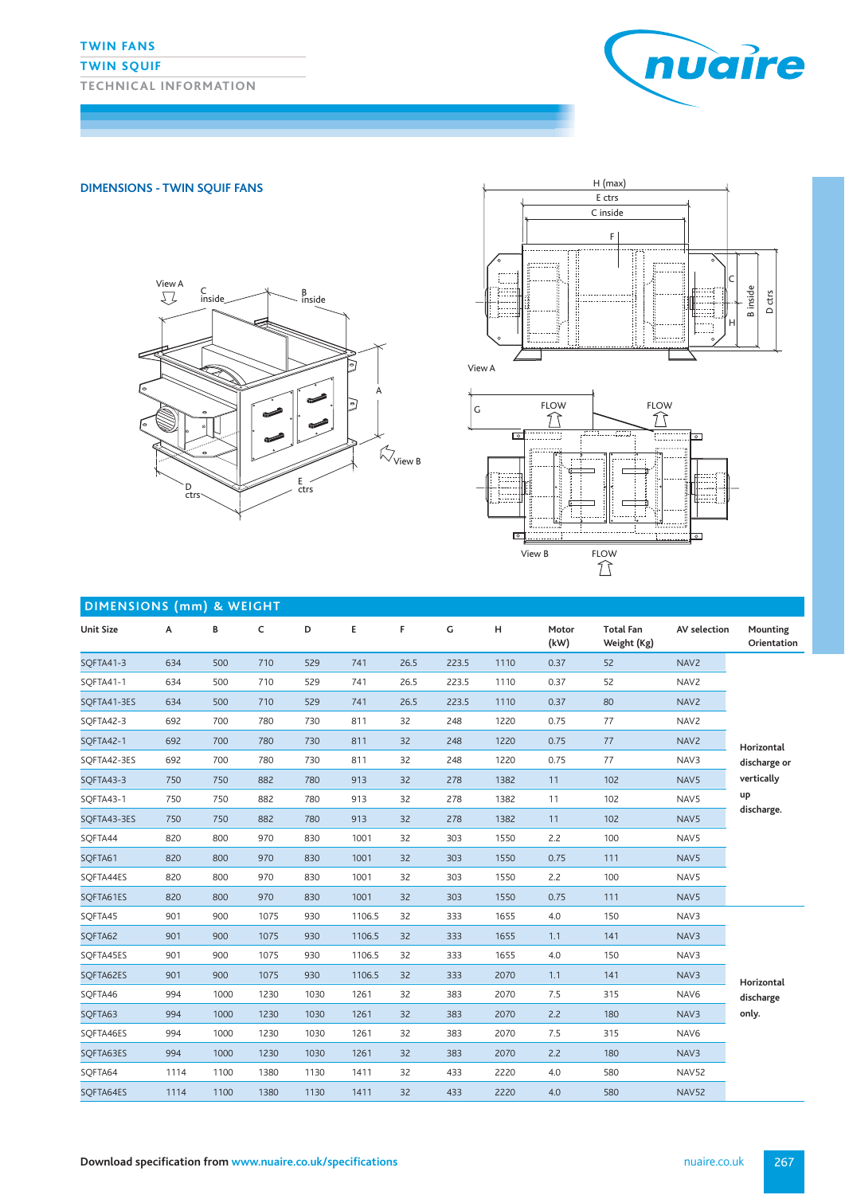TWIN FANS

TWIN SQUIF

TECHNICAL INFORMATION

## DIMENSIONS - TWIN SQUIF FANS

## DIMENSIONS (mm) & WEIGHT

| Unit Size | A | B | C | D | E | F | G | H | Motor (kW) | Total Fan Weight (Kg) | AV selection | Mounting Orientation |
|---|---|---|---|---|---|---|---|---|---|---|---|---|
| SQFTA41-3 | 634 | 500 | 710 | 529 | 741 | 26.5 | 223.5 | 1110 | 0.37 | 52 | NAV2 | Horizontal discharge or vertically up discharge. |
| SQFTA41-1 | 634 | 500 | 710 | 529 | 741 | 26.5 | 223.5 | 1110 | 0.37 | 52 | NAV2 | |
| SQFTA41-3ES | 634 | 500 | 710 | 529 | 741 | 26.5 | 223.5 | 1110 | 0.37 | 80 | NAV2 | |
| SQFTA42-3 | 692 | 700 | 780 | 730 | 811 | 32 | 248 | 1220 | 0.75 | 77 | NAV2 | |
| SQFTA42-1 | 692 | 700 | 780 | 730 | 811 | 32 | 248 | 1220 | 0.75 | 77 | NAV2 | |
| SQFTA42-3ES | 692 | 700 | 780 | 730 | 811 | 32 | 248 | 1220 | 0.75 | 77 | NAV3 | |
| SQFTA43-3 | 750 | 750 | 882 | 780 | 913 | 32 | 278 | 1382 | 11 | 102 | NAV5 | |
| SQFTA43-1 | 750 | 750 | 882 | 780 | 913 | 32 | 278 | 1382 | 11 | 102 | NAV5 | |
| SQFTA43-3ES | 750 | 750 | 882 | 780 | 913 | 32 | 278 | 1382 | 11 | 102 | NAV5 | |
| SQFTA44 | 820 | 800 | 970 | 830 | 1001 | 32 | 303 | 1550 | 2.2 | 100 | NAV5 | |
| SQFTA61 | 820 | 800 | 970 | 830 | 1001 | 32 | 303 | 1550 | 0.75 | 111 | NAV5 | |
| SQFTA44ES | 820 | 800 | 970 | 830 | 1001 | 32 | 303 | 1550 | 2.2 | 100 | NAV5 | |
| SQFTA61ES | 820 | 800 | 970 | 830 | 1001 | 32 | 303 | 1550 | 0.75 | 111 | NAV5 | |
| SQFTA45 | 901 | 900 | 1075 | 930 | 1106.5 | 32 | 333 | 1655 | 4.0 | 150 | NAV3 | Horizontal discharge only. |
| SQFTA62 | 901 | 900 | 1075 | 930 | 1106.5 | 32 | 333 | 1655 | 1.1 | 141 | NAV3 | |
| SQFTA45ES | 901 | 900 | 1075 | 930 | 1106.5 | 32 | 333 | 1655 | 4.0 | 150 | NAV3 | |
| SQFTA62ES | 901 | 900 | 1075 | 930 | 1106.5 | 32 | 333 | 2070 | 1.1 | 141 | NAV3 | |
| SQFTA46 | 994 | 1000 | 1230 | 1030 | 1261 | 32 | 383 | 2070 | 7.5 | 315 | NAV6 | |
| SQFTA63 | 994 | 1000 | 1230 | 1030 | 1261 | 32 | 383 | 2070 | 2.2 | 180 | NAV3 | |
| SQFTA46ES | 994 | 1000 | 1230 | 1030 | 1261 | 32 | 383 | 2070 | 7.5 | 315 | NAV6 | |
| SQFTA63ES | 994 | 1000 | 1230 | 1030 | 1261 | 32 | 383 | 2070 | 2.2 | 180 | NAV3 | |
| SQFTA64 | 1114 | 1100 | 1380 | 1130 | 1411 | 32 | 433 | 2220 | 4.0 | 580 | NAV52 | |
| SQFTA64ES | 1114 | 1100 | 1380 | 1130 | 1411 | 32 | 433 | 2220 | 4.0 | 580 | NAV52 | |

**Download specification from** www.nuaire.co.uk/specifications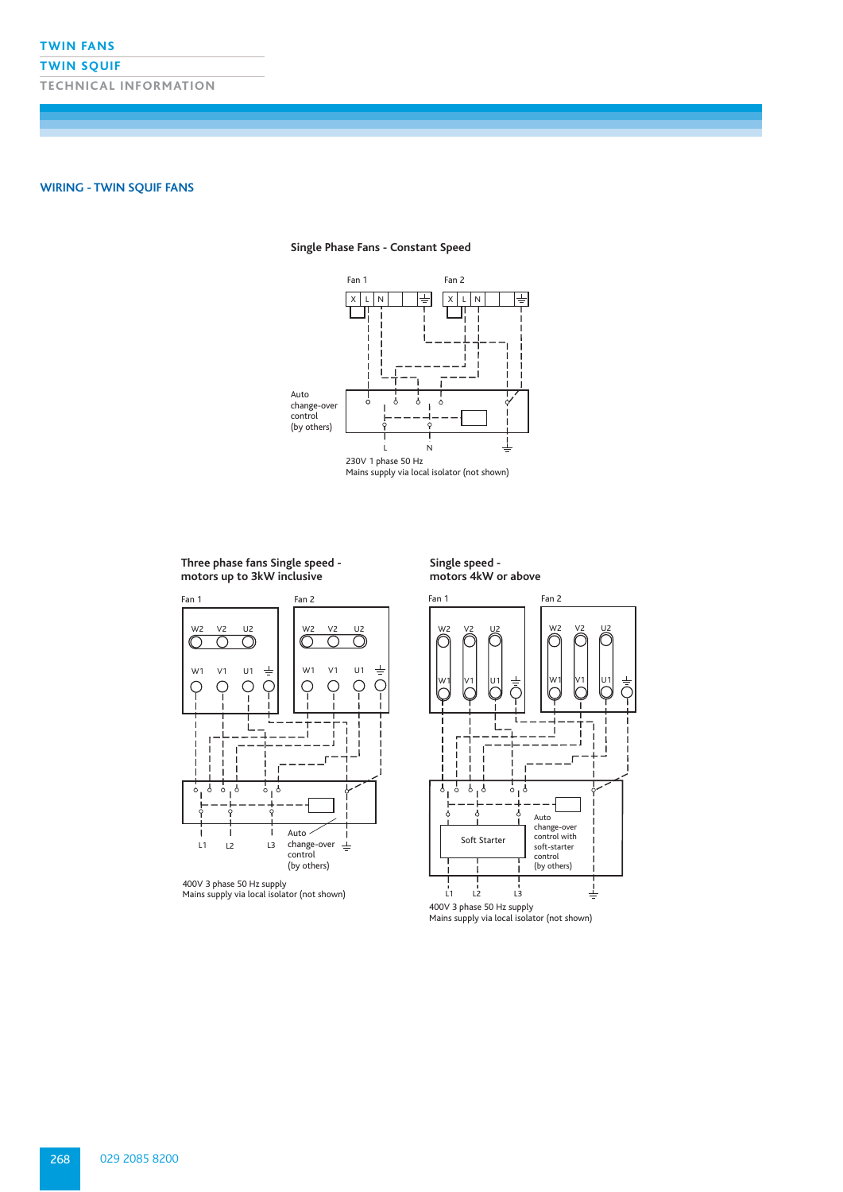## WIRING - TWIN SQUIF FANS

### Single Phase Fans - Constant Speed

Fan 1

Fan 2

X L N

X L N

Auto change-over control (by others)

L N

230V 1 phase 50 Hz
Mains supply via local isolator (not shown)

### Three phase fans Single speed - motors up to 3kW inclusive

Fan 1

Fan 2

W2 V2 U2

W1 V1 U1

L1 L2 L3

Auto change-over control (by others)

400V 3 phase 50 Hz supply
Mains supply via local isolator (not shown)

### Single speed - motors 4kW or above

Fan 1

Fan 2

W2 V2 U2

W1 V1 U1

Soft Starter

Auto change-over control with soft-starter control (by others)

L1 L2 L3

400V 3 phase 50 Hz supply
Mains supply via local isolator (not shown)

029 2085 8200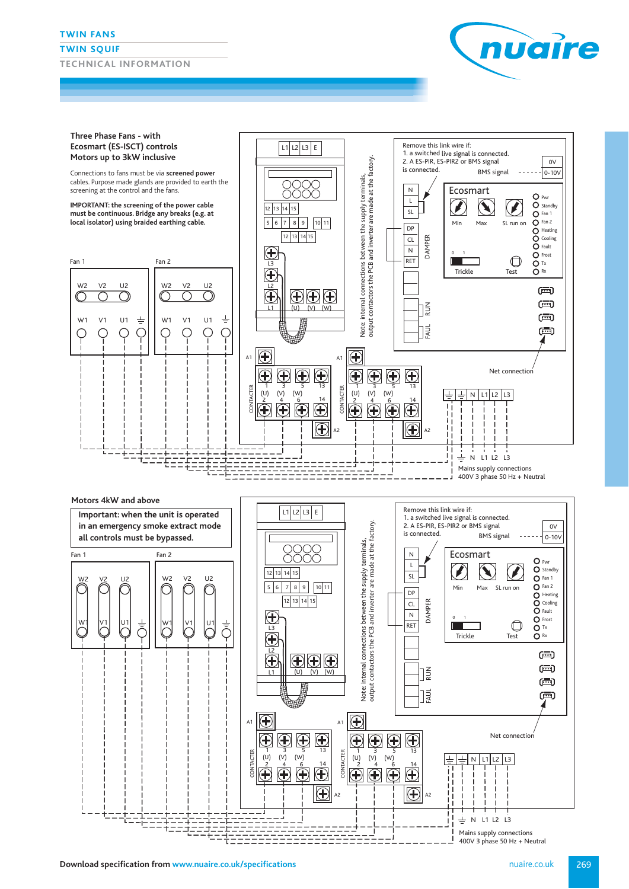## Three Phase Fans - with Ecosmart (ES-ISCT) controls Motors up to 3kW inclusive

Connections to fans must be via **screened power** cables. Purpose made glands are provided to earth the screening at the control and the fans.

**IMPORTANT: the screening of the power cable must be continuous. Bridge any breaks (e.g. at local isolator) using braided earthing cable.**

Fan 1 Fan 2

W2 V2 U2 W1 V1 U1

L1 L2 L3 E

12 13 14 15
5 6 7 8 9 10 11
12 13 14 15

L3 L2 L1 (U) (V) (W)

Note: internal connections between the supply terminals, output contactors to the PCB and inverter are made at the factory.

Remove this link wire if:
1. a switched live signal is connected.
2. A ES-PIR, ES-PIR2 or BMS signal is connected.

BMS signal 0V 0-10V

N L SL

Ecosmart

Min Max SL run on

Pwr Standby Fan 1 Fan 2 Heating Cooling Fault Frost Tx Rx

DP CL N RET DAMPER

Trickle Test

RUN FAUL

Net connection

A1 CONTACTER 1 3 5 13 (U) (V) (W) 2 4 6 14 A2

N L1 L2 L3

Mains supply connections
400V 3 phase 50 Hz + Neutral

## Motors 4kW and above

**Important: when the unit is operated in an emergency smoke extract mode all controls must be bypassed.**

Fan 1 Fan 2

W2 V2 U2 W1 V1 U1

L1 L2 L3 E

12 13 14 15
5 6 7 8 9 10 11
12 13 14 15

L3 L2 L1 (U) (V) (W)

Note: internal connections between the supply terminals, output contactors to the PCB and inverter are made at the factory.

Remove this link wire if:
1. a switched live signal is connected.
2. A ES-PIR, ES-PIR2 or BMS signal is connected.

BMS signal 0V 0-10V

N L SL

Ecosmart

Min Max SL run on

Pwr Standby Fan 1 Fan 2 Heating Cooling Fault Frost Tx Rx

DP CL N RET DAMPER

Trickle Test

RUN FAUL

Net connection

A1 CONTACTER 1 3 5 13 (U) (V) (W) 2 4 6 14 A2

N L1 L2 L3

Mains supply connections
400V 3 phase 50 Hz + Neutral

Download specification from www.nuaire.co.uk/specifications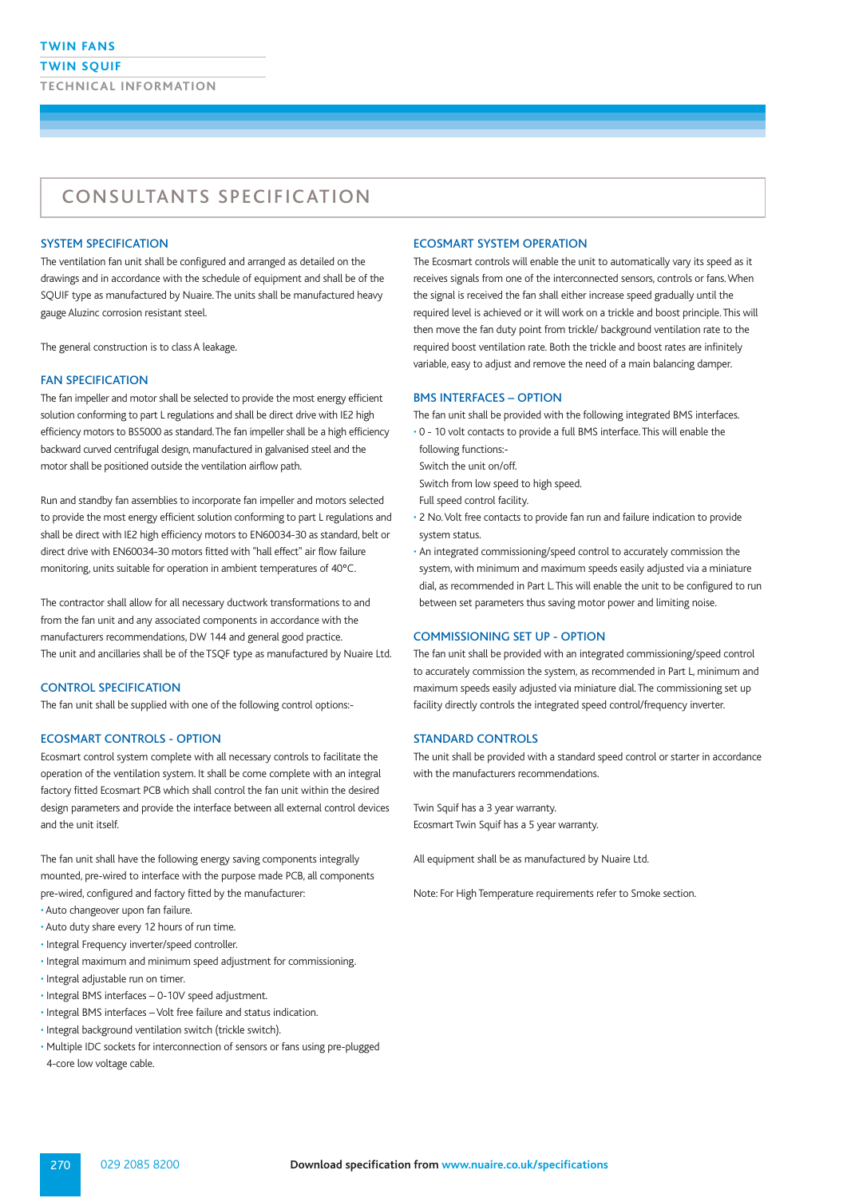# CONSULTANTS SPECIFICATION

## SYSTEM SPECIFICATION

The ventilation fan unit shall be configured and arranged as detailed on the drawings and in accordance with the schedule of equipment and shall be of the SQUIF type as manufactured by Nuaire. The units shall be manufactured heavy gauge Aluzinc corrosion resistant steel.

The general construction is to class A leakage.

## FAN SPECIFICATION

The fan impeller and motor shall be selected to provide the most energy efficient solution conforming to part L regulations and shall be direct drive with IE2 high efficiency motors to BS5000 as standard. The fan impeller shall be a high efficiency backward curved centrifugal design, manufactured in galvanised steel and the motor shall be positioned outside the ventilation airflow path.

Run and standby fan assemblies to incorporate fan impeller and motors selected to provide the most energy efficient solution conforming to part L regulations and shall be direct with IE2 high efficiency motors to EN60034-30 as standard, belt or direct drive with EN60034-30 motors fitted with "hall effect" air flow failure monitoring, units suitable for operation in ambient temperatures of 40°C.

The contractor shall allow for all necessary ductwork transformations to and from the fan unit and any associated components in accordance with the manufacturers recommendations, DW 144 and general good practice.
The unit and ancillaries shall be of the TSQF type as manufactured by Nuaire Ltd.

## CONTROL SPECIFICATION

The fan unit shall be supplied with one of the following control options:-

## ECOSMART CONTROLS - OPTION

Ecosmart control system complete with all necessary controls to facilitate the operation of the ventilation system. It shall be come complete with an integral factory fitted Ecosmart PCB which shall control the fan unit within the desired design parameters and provide the interface between all external control devices and the unit itself.

The fan unit shall have the following energy saving components integrally mounted, pre-wired to interface with the purpose made PCB, all components pre-wired, configured and factory fitted by the manufacturer:

- Auto changeover upon fan failure.
- Auto duty share every 12 hours of run time.
- Integral Frequency inverter/speed controller.
- Integral maximum and minimum speed adjustment for commissioning.
- Integral adjustable run on timer.
- Integral BMS interfaces – 0-10V speed adjustment.
- Integral BMS interfaces – Volt free failure and status indication.
- Integral background ventilation switch (trickle switch).
- Multiple IDC sockets for interconnection of sensors or fans using pre-plugged 4-core low voltage cable.

## ECOSMART SYSTEM OPERATION

The Ecosmart controls will enable the unit to automatically vary its speed as it receives signals from one of the interconnected sensors, controls or fans. When the signal is received the fan shall either increase speed gradually until the required level is achieved or it will work on a trickle and boost principle. This will then move the fan duty point from trickle/ background ventilation rate to the required boost ventilation rate. Both the trickle and boost rates are infinitely variable, easy to adjust and remove the need of a main balancing damper.

## BMS INTERFACES – OPTION

The fan unit shall be provided with the following integrated BMS interfaces.

- 0 - 10 volt contacts to provide a full BMS interface. This will enable the following functions:-
  Switch the unit on/off.
  Switch from low speed to high speed.
  Full speed control facility.
- 2 No. Volt free contacts to provide fan run and failure indication to provide system status.
- An integrated commissioning/speed control to accurately commission the system, with minimum and maximum speeds easily adjusted via a miniature dial, as recommended in Part L. This will enable the unit to be configured to run between set parameters thus saving motor power and limiting noise.

## COMMISSIONING SET UP - OPTION

The unit shall be provided with an integrated commissioning/speed control to accurately commission the system, as recommended in Part L, minimum and maximum speeds easily adjusted via miniature dial. The commissioning set up facility directly controls the integrated speed control/frequency inverter.

## STANDARD CONTROLS

The unit shall be provided with a standard speed control or starter in accordance with the manufacturers recommendations.

Twin Squif has a 3 year warranty.
Ecosmart Twin Squif has a 5 year warranty.

All equipment shall be as manufactured by Nuaire Ltd.

Note: For High Temperature requirements refer to Smoke section.